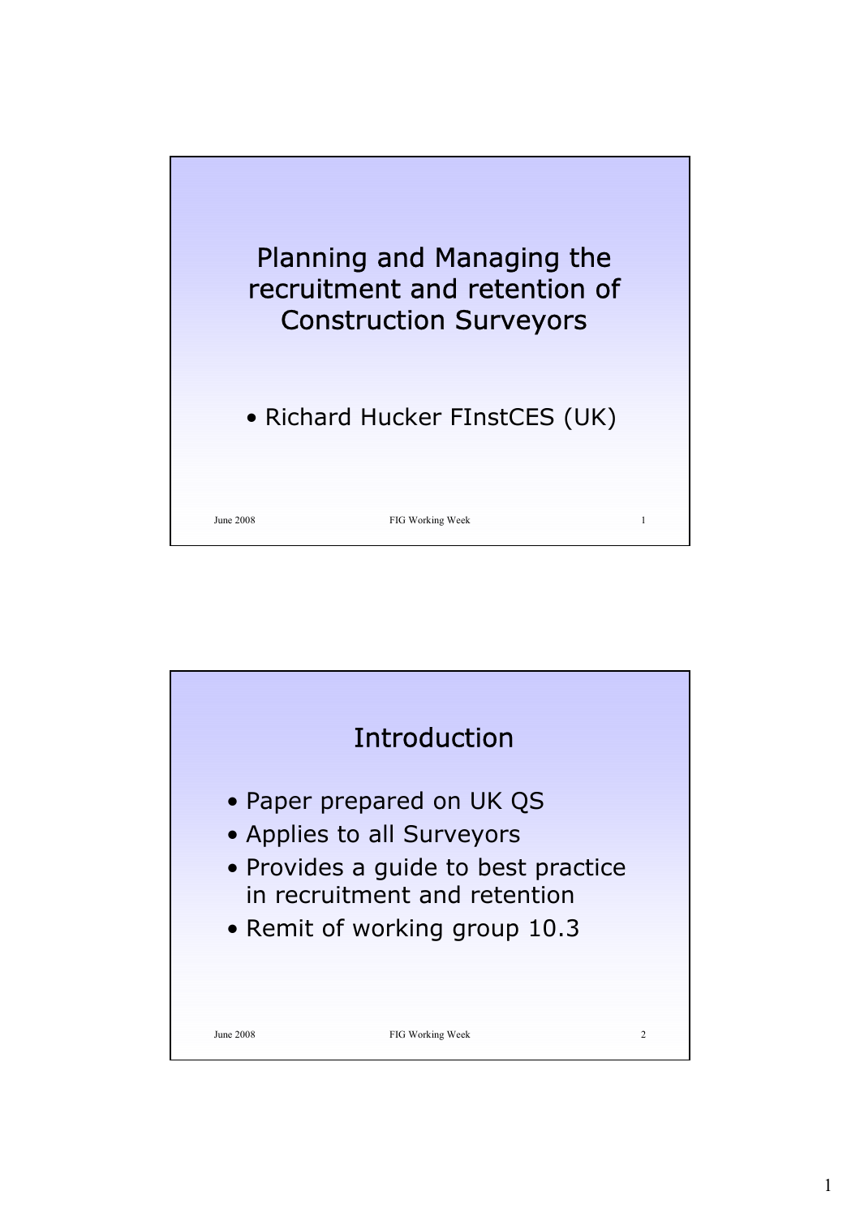# Planning and Managing the recruitment and retention of Construction Surveyors

- Richard Hucker FInstCES (UK)

## Introduction

- Paper prepared on UK QS
- Applies to all Surveyors
- Provides a guide to best practice in recruitment and retention
- Remit of working group 10.3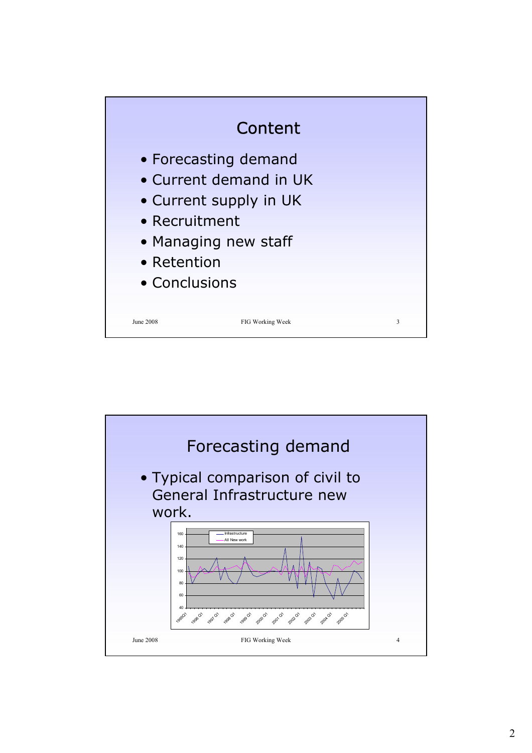## Content

- Forecasting demand
- Current demand in UK
- Current supply in UK
- Recruitment
- Managing new staff
- Retention
- Conclusions

## Forecasting demand

- Typical comparison of civil to General Infrastructure new work.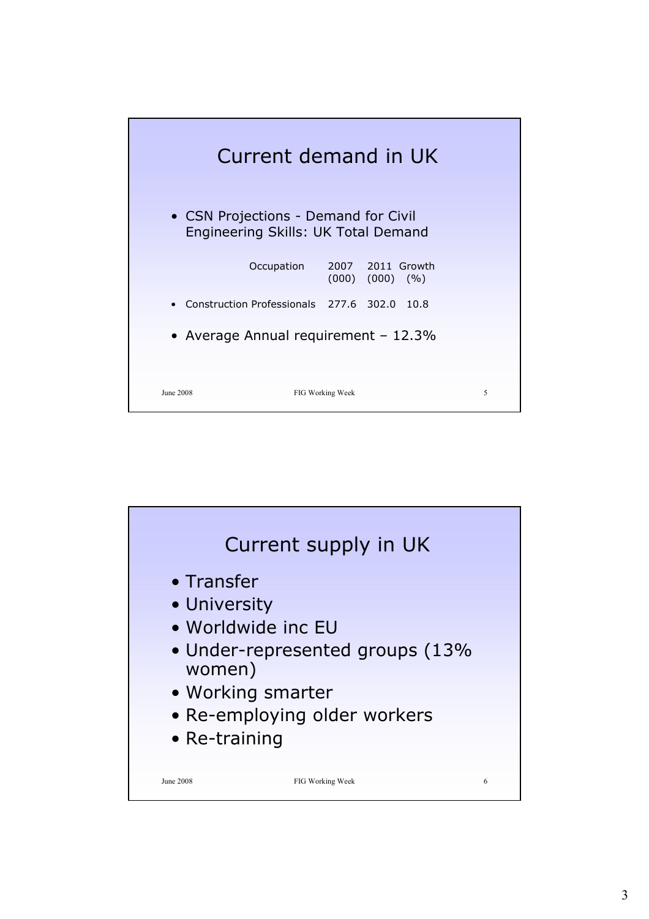# Current demand in UK

- CSN Projections - Demand for Civil Engineering Skills: UK Total Demand

| Occupation | 2007 (000) | 2011 (000) | Growth (%) |
|---|---|---|---|
| Construction Professionals | 277.6 | 302.0 | 10.8 |

- Average Annual requirement – 12.3%

# Current supply in UK

- Transfer
- University
- Worldwide inc EU
- Under-represented groups (13% women)
- Working smarter
- Re-employing older workers
- Re-training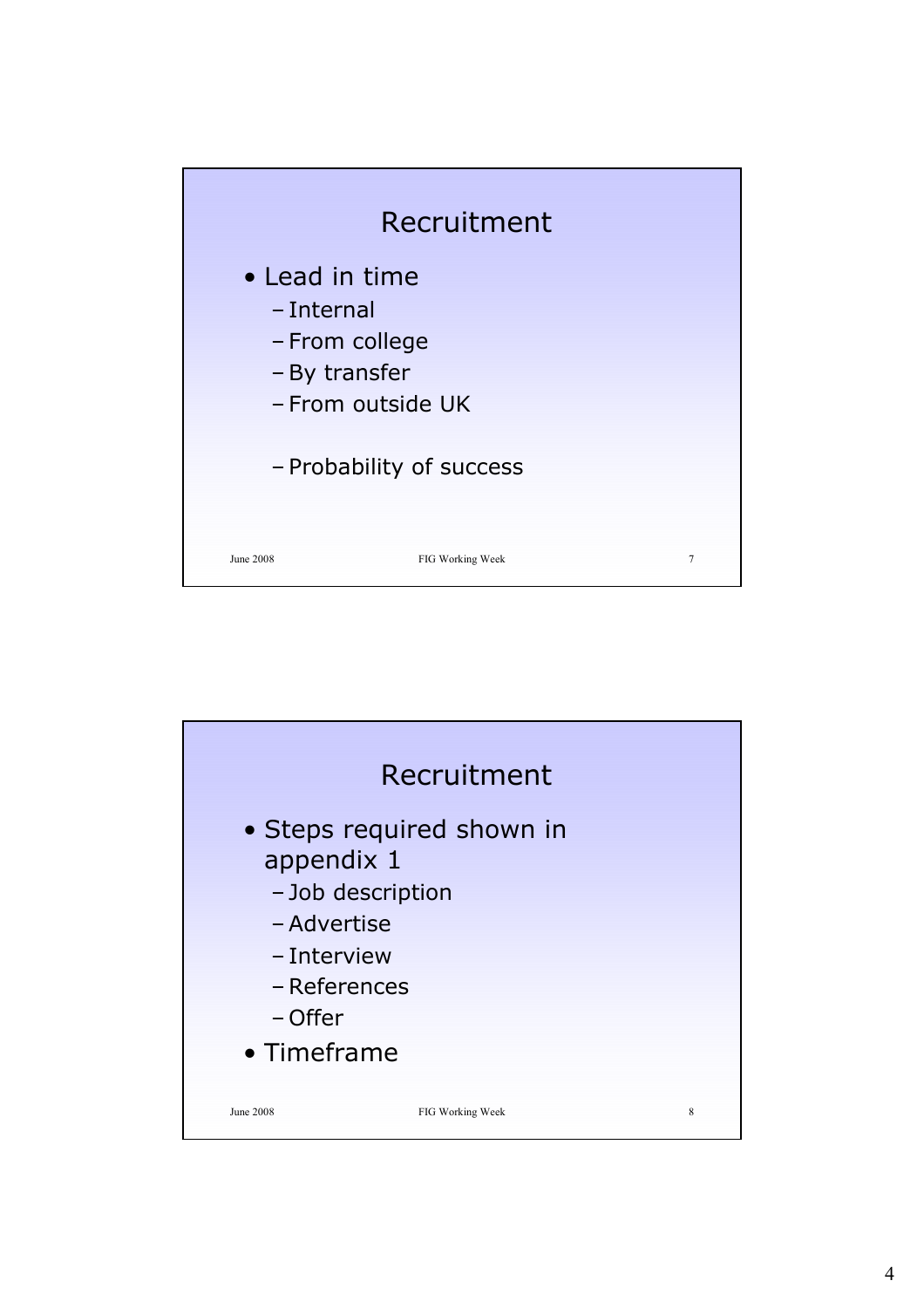## Recruitment

- Lead in time
  - Internal
  - From college
  - By transfer
  - From outside UK

  - Probability of success

## Recruitment

- Steps required shown in appendix 1
  - Job description
  - Advertise
  - Interview
  - References
  - Offer
- Timeframe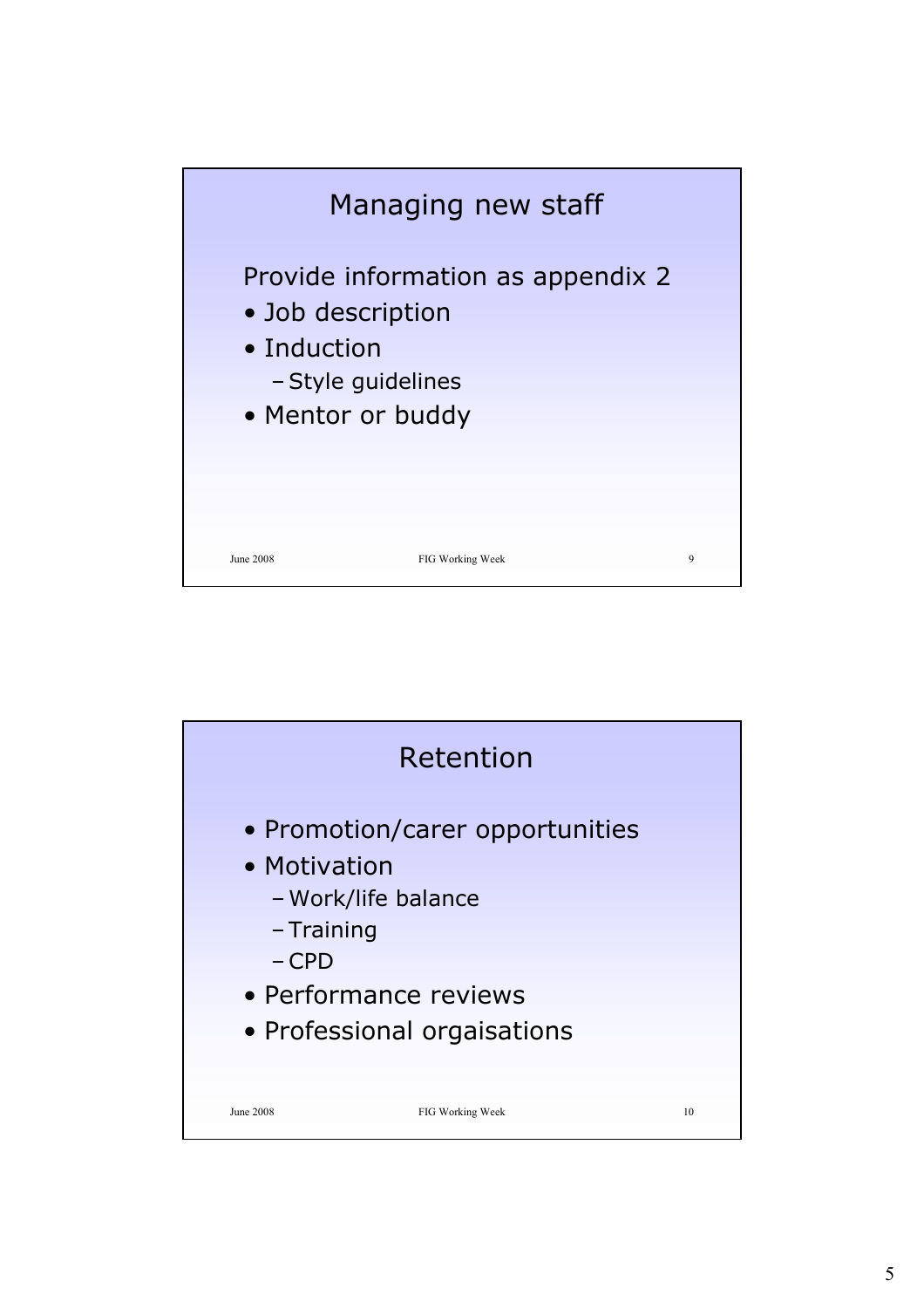## Managing new staff

Provide information as appendix 2

- Job description
- Induction
  - Style guidelines
- Mentor or buddy

## Retention

- Promotion/carer opportunities
- Motivation
  - Work/life balance
  - Training
  - CPD
- Performance reviews
- Professional orgaisations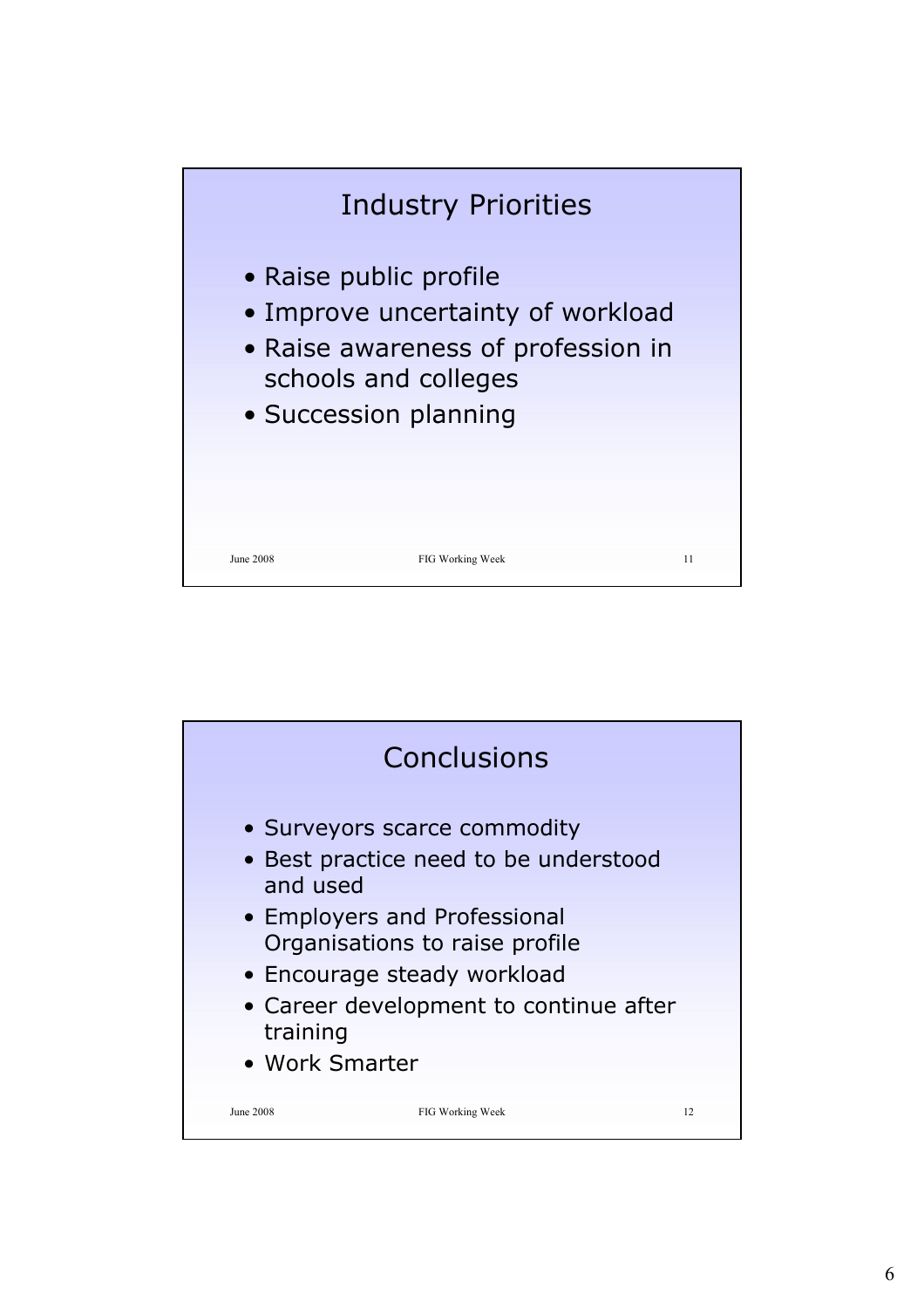## Industry Priorities

- Raise public profile
- Improve uncertainty of workload
- Raise awareness of profession in schools and colleges
- Succession planning

## Conclusions

- Surveyors scarce commodity
- Best practice need to be understood and used
- Employers and Professional Organisations to raise profile
- Encourage steady workload
- Career development to continue after training
- Work Smarter